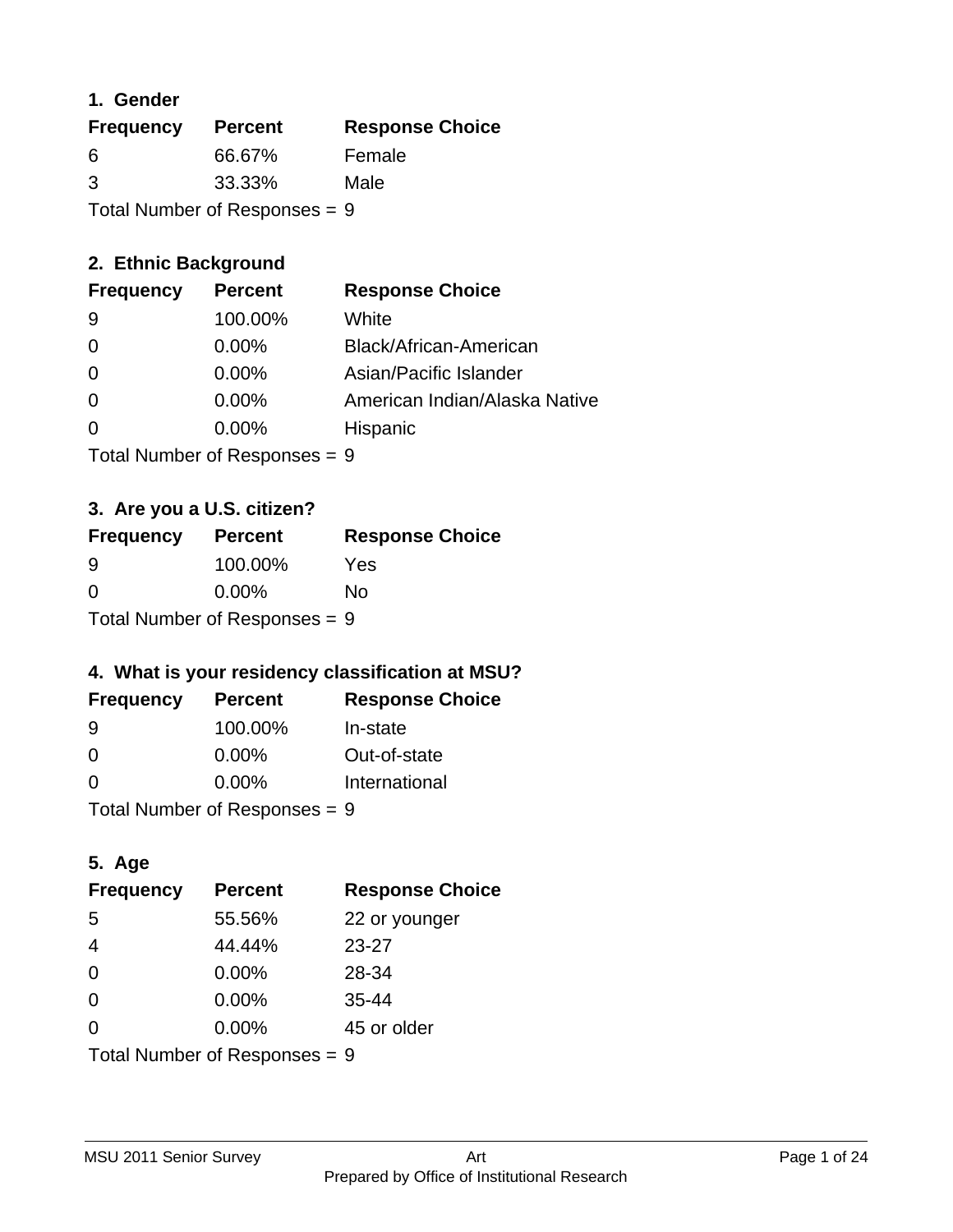## 1. Gender

| Frequency | Percent | Response Choice |
| --- | --- | --- |
| 6 | 66.67% | Female |
| 3 | 33.33% | Male |

Total Number of Responses = 9

## 2. Ethnic Background

| Frequency | Percent | Response Choice |
| --- | --- | --- |
| 9 | 100.00% | White |
| 0 | 0.00% | Black/African-American |
| 0 | 0.00% | Asian/Pacific Islander |
| 0 | 0.00% | American Indian/Alaska Native |
| 0 | 0.00% | Hispanic |

Total Number of Responses = 9

## 3. Are you a U.S. citizen?

| Frequency | Percent | Response Choice |
| --- | --- | --- |
| 9 | 100.00% | Yes |
| 0 | 0.00% | No |

Total Number of Responses = 9

## 4. What is your residency classification at MSU?

| Frequency | Percent | Response Choice |
| --- | --- | --- |
| 9 | 100.00% | In-state |
| 0 | 0.00% | Out-of-state |
| 0 | 0.00% | International |

Total Number of Responses = 9

## 5. Age

| Frequency | Percent | Response Choice |
| --- | --- | --- |
| 5 | 55.56% | 22 or younger |
| 4 | 44.44% | 23-27 |
| 0 | 0.00% | 28-34 |
| 0 | 0.00% | 35-44 |
| 0 | 0.00% | 45 or older |

Total Number of Responses = 9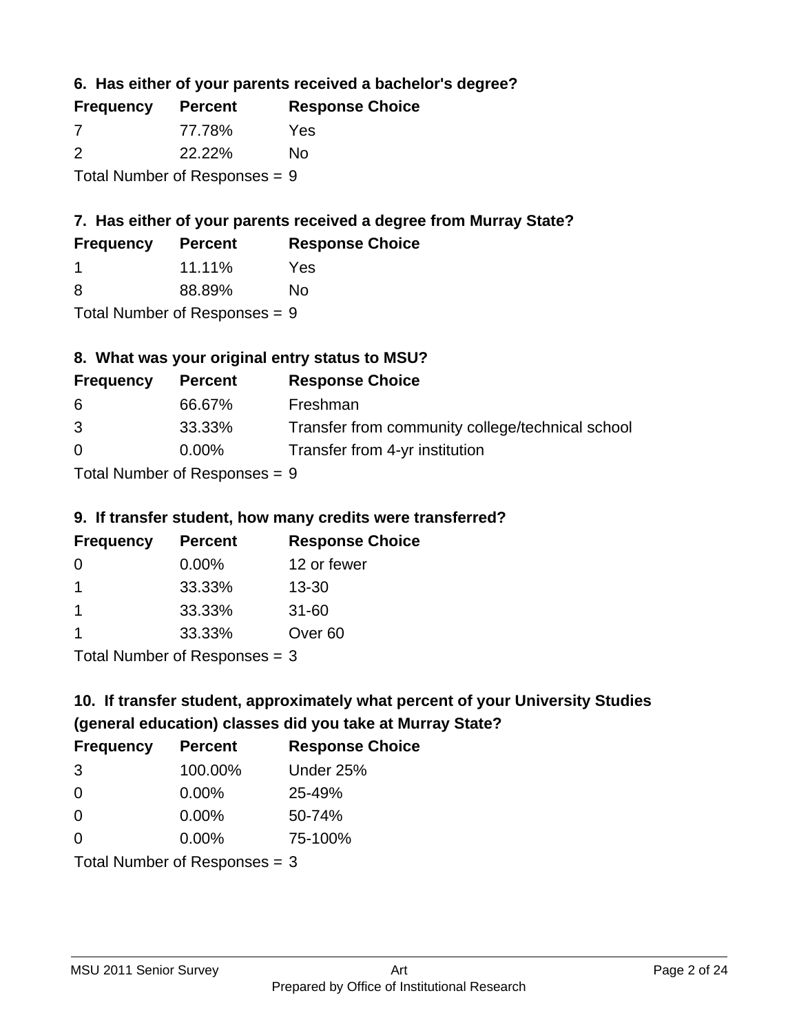### 6. Has either of your parents received a bachelor's degree?

| Frequency | Percent | Response Choice |
| --- | --- | --- |
| 7 | 77.78% | Yes |
| 2 | 22.22% | No |

Total Number of Responses = 9

### 7. Has either of your parents received a degree from Murray State?

| Frequency | Percent | Response Choice |
| --- | --- | --- |
| 1 | 11.11% | Yes |
| 8 | 88.89% | No |

Total Number of Responses = 9

### 8. What was your original entry status to MSU?

| Frequency | Percent | Response Choice |
| --- | --- | --- |
| 6 | 66.67% | Freshman |
| 3 | 33.33% | Transfer from community college/technical school |
| 0 | 0.00% | Transfer from 4-yr institution |

Total Number of Responses = 9

### 9. If transfer student, how many credits were transferred?

| Frequency | Percent | Response Choice |
| --- | --- | --- |
| 0 | 0.00% | 12 or fewer |
| 1 | 33.33% | 13-30 |
| 1 | 33.33% | 31-60 |
| 1 | 33.33% | Over 60 |

Total Number of Responses = 3

### 10. If transfer student, approximately what percent of your University Studies (general education) classes did you take at Murray State?

| Frequency | Percent | Response Choice |
| --- | --- | --- |
| 3 | 100.00% | Under 25% |
| 0 | 0.00% | 25-49% |
| 0 | 0.00% | 50-74% |
| 0 | 0.00% | 75-100% |

Total Number of Responses = 3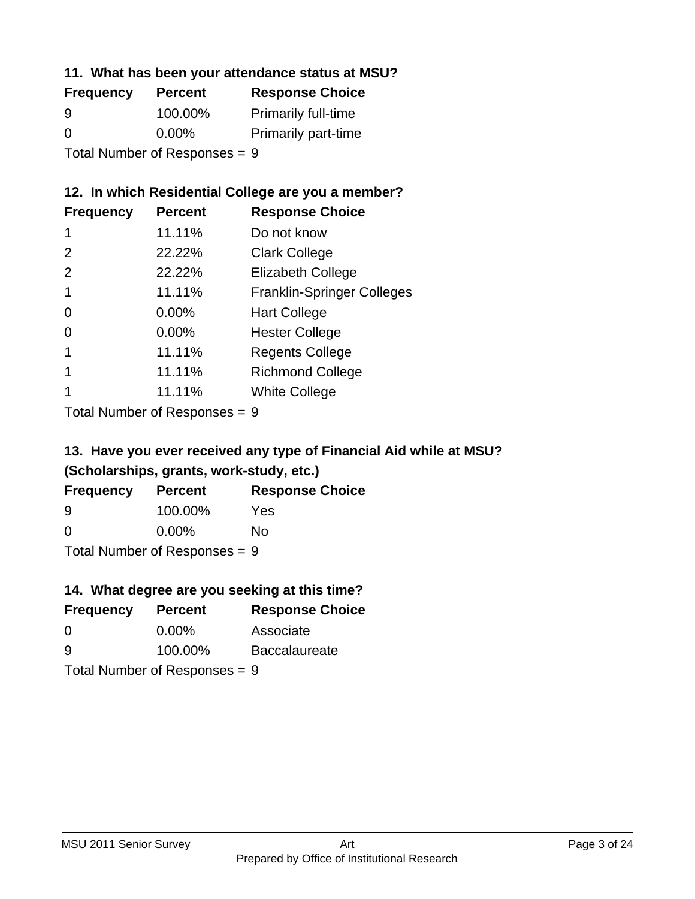## 11. What has been your attendance status at MSU?

| Frequency | Percent | Response Choice |
| --- | --- | --- |
| 9 | 100.00% | Primarily full-time |
| 0 | 0.00% | Primarily part-time |

Total Number of Responses = 9

## 12. In which Residential College are you a member?

| Frequency | Percent | Response Choice |
| --- | --- | --- |
| 1 | 11.11% | Do not know |
| 2 | 22.22% | Clark College |
| 2 | 22.22% | Elizabeth College |
| 1 | 11.11% | Franklin-Springer Colleges |
| 0 | 0.00% | Hart College |
| 0 | 0.00% | Hester College |
| 1 | 11.11% | Regents College |
| 1 | 11.11% | Richmond College |
| 1 | 11.11% | White College |

Total Number of Responses = 9

## 13. Have you ever received any type of Financial Aid while at MSU? (Scholarships, grants, work-study, etc.)

| Frequency | Percent | Response Choice |
| --- | --- | --- |
| 9 | 100.00% | Yes |
| 0 | 0.00% | No |

Total Number of Responses = 9

## 14. What degree are you seeking at this time?

| Frequency | Percent | Response Choice |
| --- | --- | --- |
| 0 | 0.00% | Associate |
| 9 | 100.00% | Baccalaureate |

Total Number of Responses = 9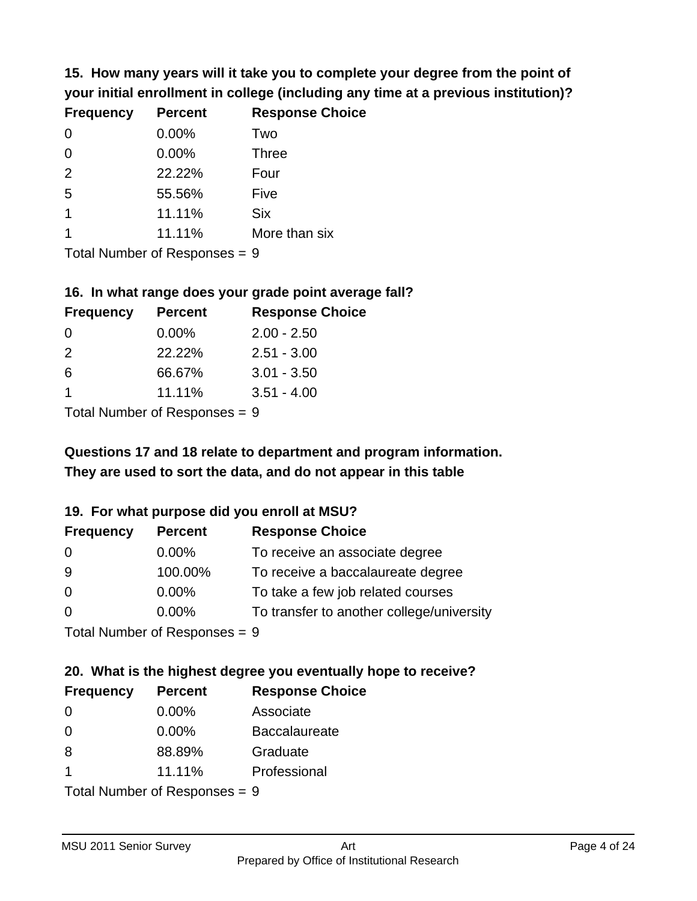**15. How many years will it take you to complete your degree from the point of your initial enrollment in college (including any time at a previous institution)?**

| Frequency | Percent | Response Choice |
|---|---|---|
| 0 | 0.00% | Two |
| 0 | 0.00% | Three |
| 2 | 22.22% | Four |
| 5 | 55.56% | Five |
| 1 | 11.11% | Six |
| 1 | 11.11% | More than six |

Total Number of Responses = 9

**16. In what range does your grade point average fall?**

| Frequency | Percent | Response Choice |
|---|---|---|
| 0 | 0.00% | 2.00 - 2.50 |
| 2 | 22.22% | 2.51 - 3.00 |
| 6 | 66.67% | 3.01 - 3.50 |
| 1 | 11.11% | 3.51 - 4.00 |

Total Number of Responses = 9

**Questions 17 and 18 relate to department and program information. They are used to sort the data, and do not appear in this table**

**19. For what purpose did you enroll at MSU?**

| Frequency | Percent | Response Choice |
|---|---|---|
| 0 | 0.00% | To receive an associate degree |
| 9 | 100.00% | To receive a baccalaureate degree |
| 0 | 0.00% | To take a few job related courses |
| 0 | 0.00% | To transfer to another college/university |

Total Number of Responses = 9

**20. What is the highest degree you eventually hope to receive?**

| Frequency | Percent | Response Choice |
|---|---|---|
| 0 | 0.00% | Associate |
| 0 | 0.00% | Baccalaureate |
| 8 | 88.89% | Graduate |
| 1 | 11.11% | Professional |

Total Number of Responses = 9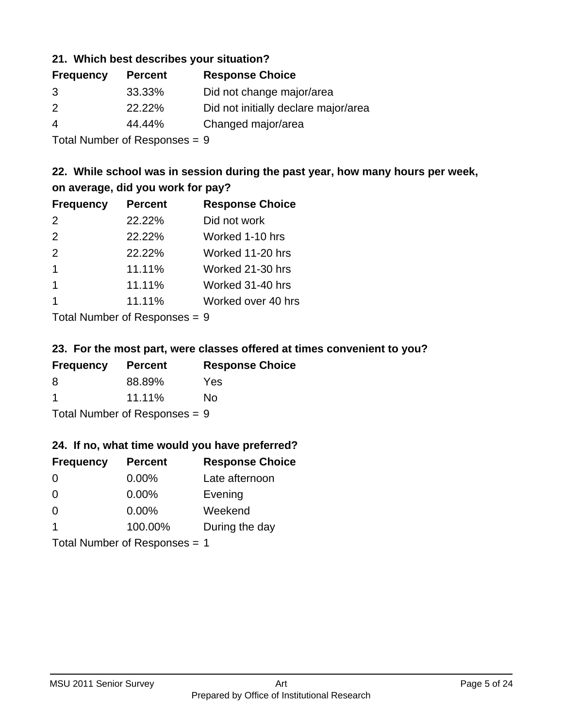### 21. Which best describes your situation?

| Frequency | Percent | Response Choice |
|---|---|---|
| 3 | 33.33% | Did not change major/area |
| 2 | 22.22% | Did not initially declare major/area |
| 4 | 44.44% | Changed major/area |

Total Number of Responses = 9

### 22. While school was in session during the past year, how many hours per week, on average, did you work for pay?

| Frequency | Percent | Response Choice |
|---|---|---|
| 2 | 22.22% | Did not work |
| 2 | 22.22% | Worked 1-10 hrs |
| 2 | 22.22% | Worked 11-20 hrs |
| 1 | 11.11% | Worked 21-30 hrs |
| 1 | 11.11% | Worked 31-40 hrs |
| 1 | 11.11% | Worked over 40 hrs |

Total Number of Responses = 9

### 23. For the most part, were classes offered at times convenient to you?

| Frequency | Percent | Response Choice |
|---|---|---|
| 8 | 88.89% | Yes |
| 1 | 11.11% | No |

Total Number of Responses = 9

### 24. If no, what time would you have preferred?

| Frequency | Percent | Response Choice |
|---|---|---|
| 0 | 0.00% | Late afternoon |
| 0 | 0.00% | Evening |
| 0 | 0.00% | Weekend |
| 1 | 100.00% | During the day |

Total Number of Responses = 1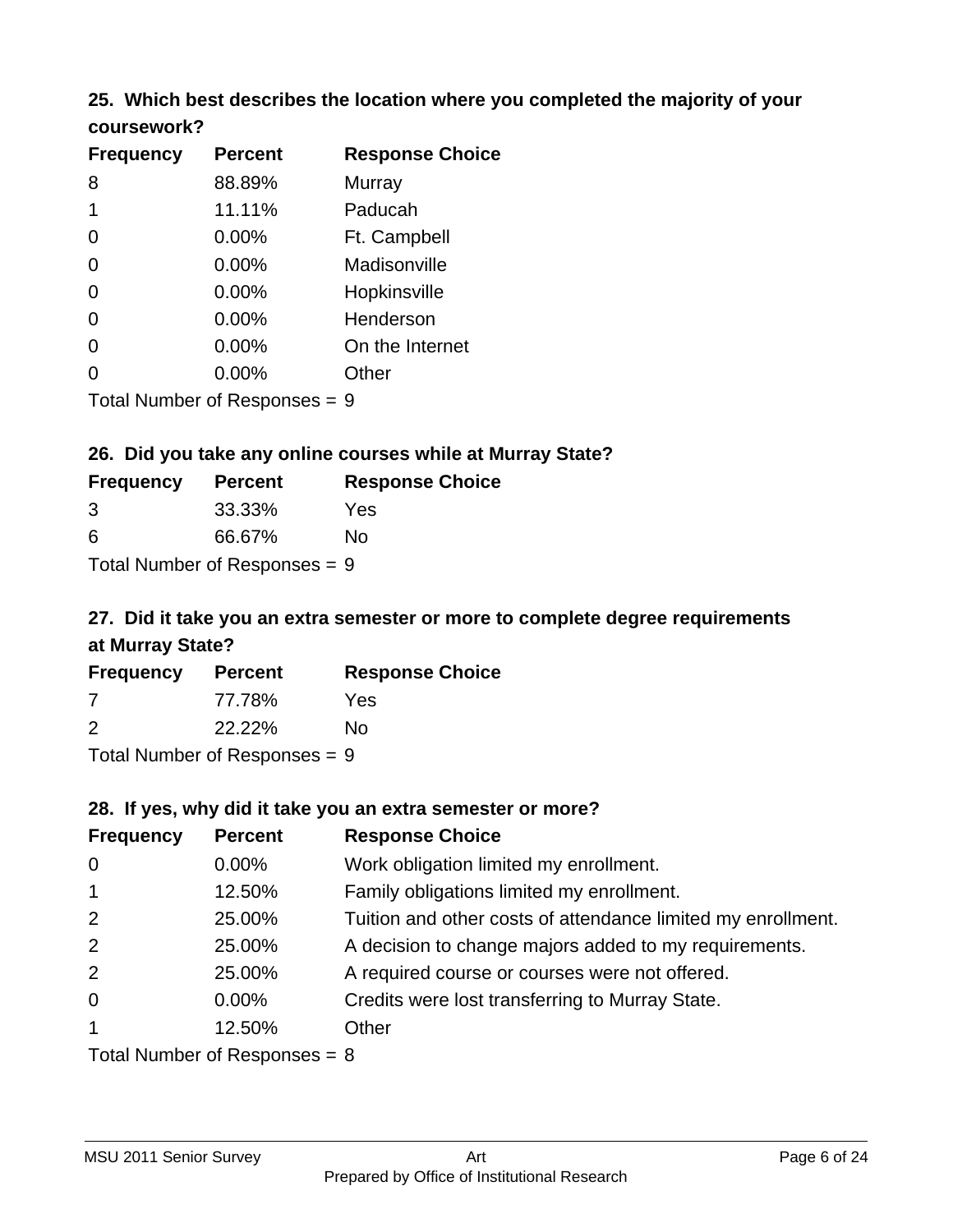### 25. Which best describes the location where you completed the majority of your coursework?

| Frequency | Percent | Response Choice |
|---|---|---|
| 8 | 88.89% | Murray |
| 1 | 11.11% | Paducah |
| 0 | 0.00% | Ft. Campbell |
| 0 | 0.00% | Madisonville |
| 0 | 0.00% | Hopkinsville |
| 0 | 0.00% | Henderson |
| 0 | 0.00% | On the Internet |
| 0 | 0.00% | Other |

Total Number of Responses = 9

### 26. Did you take any online courses while at Murray State?

| Frequency | Percent | Response Choice |
|---|---|---|
| 3 | 33.33% | Yes |
| 6 | 66.67% | No |

Total Number of Responses = 9

### 27. Did it take you an extra semester or more to complete degree requirements at Murray State?

| Frequency | Percent | Response Choice |
|---|---|---|
| 7 | 77.78% | Yes |
| 2 | 22.22% | No |

Total Number of Responses = 9

### 28. If yes, why did it take you an extra semester or more?

| Frequency | Percent | Response Choice |
|---|---|---|
| 0 | 0.00% | Work obligation limited my enrollment. |
| 1 | 12.50% | Family obligations limited my enrollment. |
| 2 | 25.00% | Tuition and other costs of attendance limited my enrollment. |
| 2 | 25.00% | A decision to change majors added to my requirements. |
| 2 | 25.00% | A required course or courses were not offered. |
| 0 | 0.00% | Credits were lost transferring to Murray State. |
| 1 | 12.50% | Other |

Total Number of Responses = 8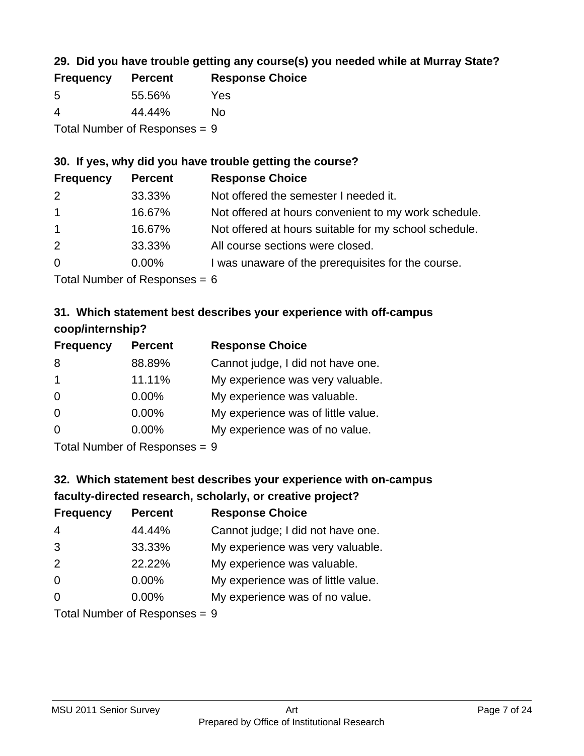### 29. Did you have trouble getting any course(s) you needed while at Murray State?

| Frequency | Percent | Response Choice |
| --- | --- | --- |
| 5 | 55.56% | Yes |
| 4 | 44.44% | No |

Total Number of Responses = 9

### 30. If yes, why did you have trouble getting the course?

| Frequency | Percent | Response Choice |
| --- | --- | --- |
| 2 | 33.33% | Not offered the semester I needed it. |
| 1 | 16.67% | Not offered at hours convenient to my work schedule. |
| 1 | 16.67% | Not offered at hours suitable for my school schedule. |
| 2 | 33.33% | All course sections were closed. |
| 0 | 0.00% | I was unaware of the prerequisites for the course. |

Total Number of Responses = 6

### 31. Which statement best describes your experience with off-campus coop/internship?

| Frequency | Percent | Response Choice |
| --- | --- | --- |
| 8 | 88.89% | Cannot judge, I did not have one. |
| 1 | 11.11% | My experience was very valuable. |
| 0 | 0.00% | My experience was valuable. |
| 0 | 0.00% | My experience was of little value. |
| 0 | 0.00% | My experience was of no value. |

Total Number of Responses = 9

### 32. Which statement best describes your experience with on-campus faculty-directed research, scholarly, or creative project?

| Frequency | Percent | Response Choice |
| --- | --- | --- |
| 4 | 44.44% | Cannot judge; I did not have one. |
| 3 | 33.33% | My experience was very valuable. |
| 2 | 22.22% | My experience was valuable. |
| 0 | 0.00% | My experience was of little value. |
| 0 | 0.00% | My experience was of no value. |

Total Number of Responses = 9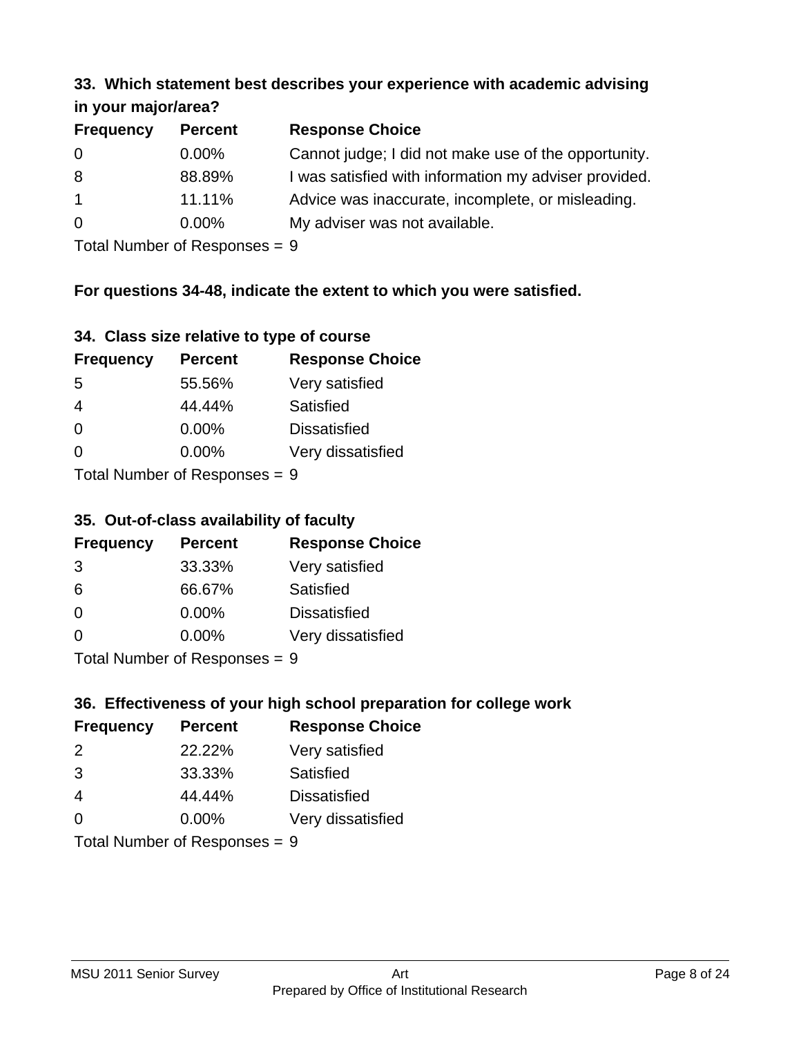### 33. Which statement best describes your experience with academic advising in your major/area?

| Frequency | Percent | Response Choice |
|---|---|---|
| 0 | 0.00% | Cannot judge; I did not make use of the opportunity. |
| 8 | 88.89% | I was satisfied with information my adviser provided. |
| 1 | 11.11% | Advice was inaccurate, incomplete, or misleading. |
| 0 | 0.00% | My adviser was not available. |

Total Number of Responses = 9

**For questions 34-48, indicate the extent to which you were satisfied.**

### 34. Class size relative to type of course

| Frequency | Percent | Response Choice |
|---|---|---|
| 5 | 55.56% | Very satisfied |
| 4 | 44.44% | Satisfied |
| 0 | 0.00% | Dissatisfied |
| 0 | 0.00% | Very dissatisfied |

Total Number of Responses = 9

### 35. Out-of-class availability of faculty

| Frequency | Percent | Response Choice |
|---|---|---|
| 3 | 33.33% | Very satisfied |
| 6 | 66.67% | Satisfied |
| 0 | 0.00% | Dissatisfied |
| 0 | 0.00% | Very dissatisfied |

Total Number of Responses = 9

### 36. Effectiveness of your high school preparation for college work

| Frequency | Percent | Response Choice |
|---|---|---|
| 2 | 22.22% | Very satisfied |
| 3 | 33.33% | Satisfied |
| 4 | 44.44% | Dissatisfied |
| 0 | 0.00% | Very dissatisfied |

Total Number of Responses = 9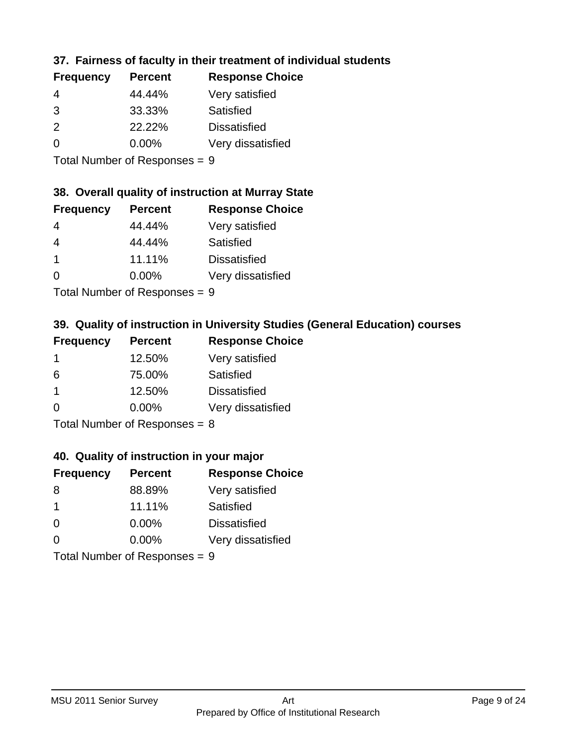### 37. Fairness of faculty in their treatment of individual students

| Frequency | Percent | Response Choice |
|---|---|---|
| 4 | 44.44% | Very satisfied |
| 3 | 33.33% | Satisfied |
| 2 | 22.22% | Dissatisfied |
| 0 | 0.00% | Very dissatisfied |

Total Number of Responses = 9

### 38. Overall quality of instruction at Murray State

| Frequency | Percent | Response Choice |
|---|---|---|
| 4 | 44.44% | Very satisfied |
| 4 | 44.44% | Satisfied |
| 1 | 11.11% | Dissatisfied |
| 0 | 0.00% | Very dissatisfied |

Total Number of Responses = 9

### 39. Quality of instruction in University Studies (General Education) courses

| Frequency | Percent | Response Choice |
|---|---|---|
| 1 | 12.50% | Very satisfied |
| 6 | 75.00% | Satisfied |
| 1 | 12.50% | Dissatisfied |
| 0 | 0.00% | Very dissatisfied |

Total Number of Responses = 8

### 40. Quality of instruction in your major

| Frequency | Percent | Response Choice |
|---|---|---|
| 8 | 88.89% | Very satisfied |
| 1 | 11.11% | Satisfied |
| 0 | 0.00% | Dissatisfied |
| 0 | 0.00% | Very dissatisfied |

Total Number of Responses = 9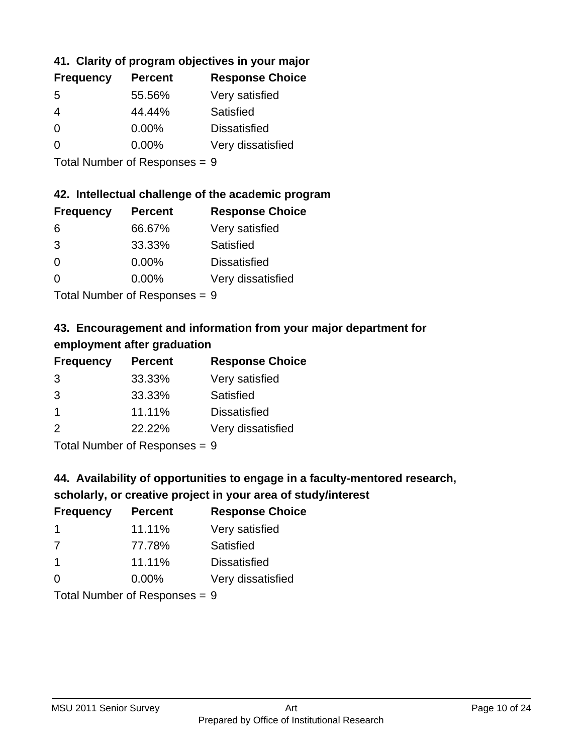### 41. Clarity of program objectives in your major

| Frequency | Percent | Response Choice |
|---|---|---|
| 5 | 55.56% | Very satisfied |
| 4 | 44.44% | Satisfied |
| 0 | 0.00% | Dissatisfied |
| 0 | 0.00% | Very dissatisfied |

Total Number of Responses = 9

### 42. Intellectual challenge of the academic program

| Frequency | Percent | Response Choice |
|---|---|---|
| 6 | 66.67% | Very satisfied |
| 3 | 33.33% | Satisfied |
| 0 | 0.00% | Dissatisfied |
| 0 | 0.00% | Very dissatisfied |

Total Number of Responses = 9

### 43. Encouragement and information from your major department for employment after graduation

| Frequency | Percent | Response Choice |
|---|---|---|
| 3 | 33.33% | Very satisfied |
| 3 | 33.33% | Satisfied |
| 1 | 11.11% | Dissatisfied |
| 2 | 22.22% | Very dissatisfied |

Total Number of Responses = 9

### 44. Availability of opportunities to engage in a faculty-mentored research, scholarly, or creative project in your area of study/interest

| Frequency | Percent | Response Choice |
|---|---|---|
| 1 | 11.11% | Very satisfied |
| 7 | 77.78% | Satisfied |
| 1 | 11.11% | Dissatisfied |
| 0 | 0.00% | Very dissatisfied |

Total Number of Responses = 9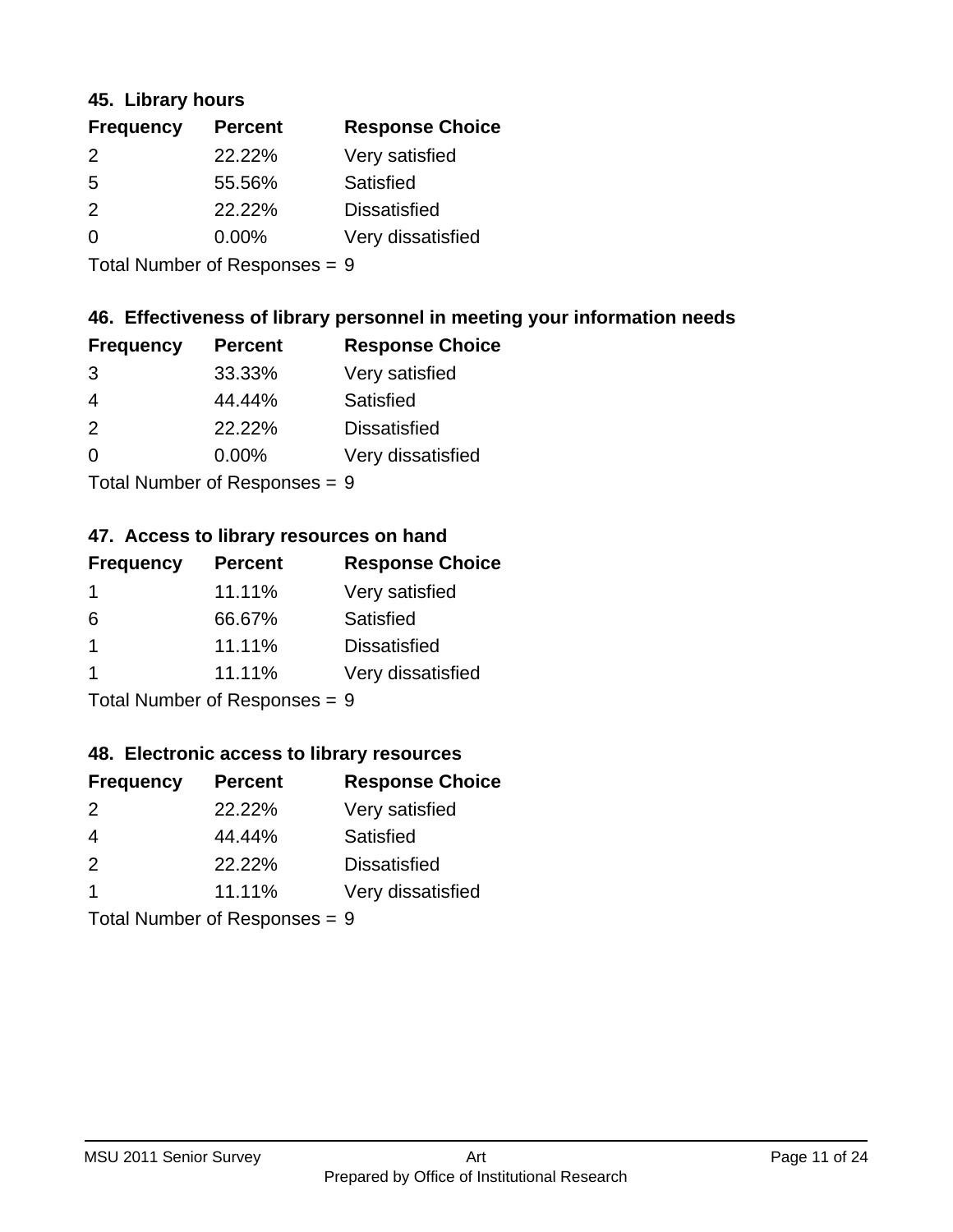### 45. Library hours

| Frequency | Percent | Response Choice |
| --- | --- | --- |
| 2 | 22.22% | Very satisfied |
| 5 | 55.56% | Satisfied |
| 2 | 22.22% | Dissatisfied |
| 0 | 0.00% | Very dissatisfied |

Total Number of Responses = 9

### 46. Effectiveness of library personnel in meeting your information needs

| Frequency | Percent | Response Choice |
| --- | --- | --- |
| 3 | 33.33% | Very satisfied |
| 4 | 44.44% | Satisfied |
| 2 | 22.22% | Dissatisfied |
| 0 | 0.00% | Very dissatisfied |

Total Number of Responses = 9

### 47. Access to library resources on hand

| Frequency | Percent | Response Choice |
| --- | --- | --- |
| 1 | 11.11% | Very satisfied |
| 6 | 66.67% | Satisfied |
| 1 | 11.11% | Dissatisfied |
| 1 | 11.11% | Very dissatisfied |

Total Number of Responses = 9

### 48. Electronic access to library resources

| Frequency | Percent | Response Choice |
| --- | --- | --- |
| 2 | 22.22% | Very satisfied |
| 4 | 44.44% | Satisfied |
| 2 | 22.22% | Dissatisfied |
| 1 | 11.11% | Very dissatisfied |

Total Number of Responses = 9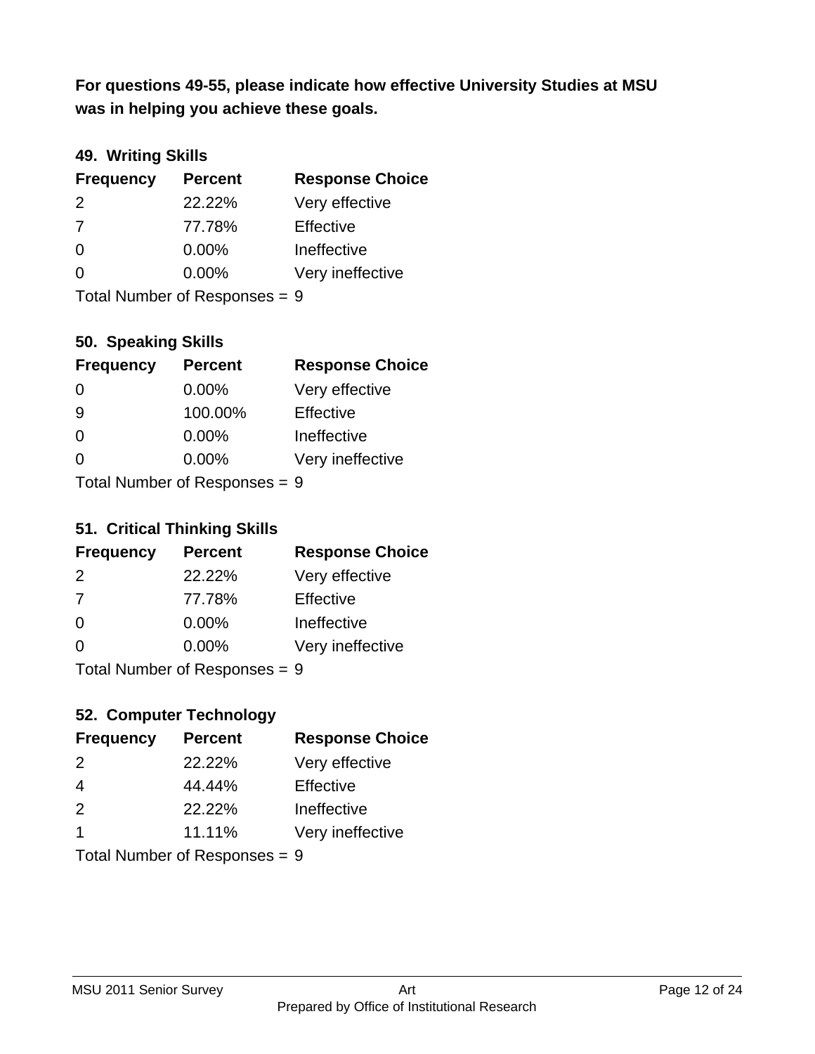**For questions 49-55, please indicate how effective University Studies at MSU was in helping you achieve these goals.**

### 49. Writing Skills

| Frequency | Percent | Response Choice |
|---|---|---|
| 2 | 22.22% | Very effective |
| 7 | 77.78% | Effective |
| 0 | 0.00% | Ineffective |
| 0 | 0.00% | Very ineffective |

Total Number of Responses = 9

### 50. Speaking Skills

| Frequency | Percent | Response Choice |
|---|---|---|
| 0 | 0.00% | Very effective |
| 9 | 100.00% | Effective |
| 0 | 0.00% | Ineffective |
| 0 | 0.00% | Very ineffective |

Total Number of Responses = 9

### 51. Critical Thinking Skills

| Frequency | Percent | Response Choice |
|---|---|---|
| 2 | 22.22% | Very effective |
| 7 | 77.78% | Effective |
| 0 | 0.00% | Ineffective |
| 0 | 0.00% | Very ineffective |

Total Number of Responses = 9

### 52. Computer Technology

| Frequency | Percent | Response Choice |
|---|---|---|
| 2 | 22.22% | Very effective |
| 4 | 44.44% | Effective |
| 2 | 22.22% | Ineffective |
| 1 | 11.11% | Very ineffective |

Total Number of Responses = 9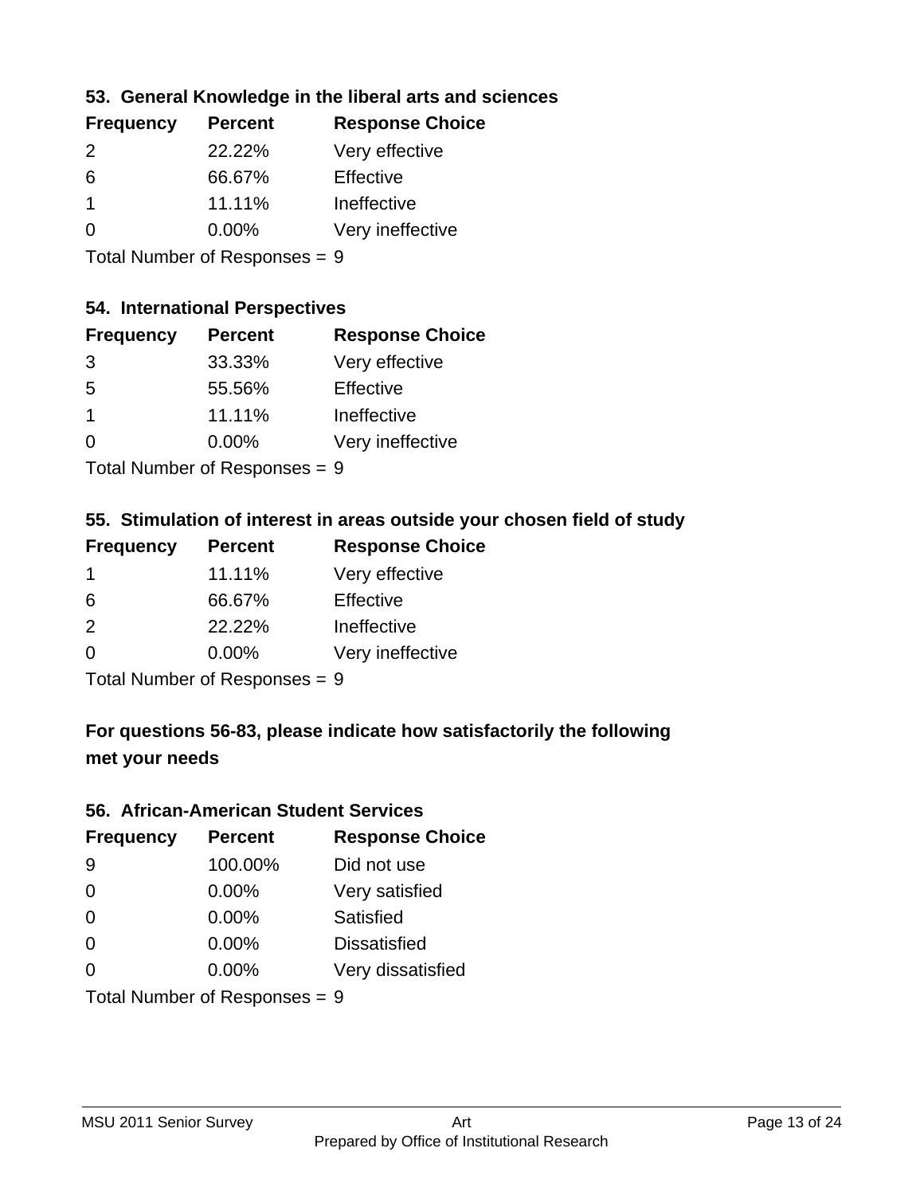### 53. General Knowledge in the liberal arts and sciences

| Frequency | Percent | Response Choice |
|---|---|---|
| 2 | 22.22% | Very effective |
| 6 | 66.67% | Effective |
| 1 | 11.11% | Ineffective |
| 0 | 0.00% | Very ineffective |

Total Number of Responses = 9

### 54. International Perspectives

| Frequency | Percent | Response Choice |
|---|---|---|
| 3 | 33.33% | Very effective |
| 5 | 55.56% | Effective |
| 1 | 11.11% | Ineffective |
| 0 | 0.00% | Very ineffective |

Total Number of Responses = 9

### 55. Stimulation of interest in areas outside your chosen field of study

| Frequency | Percent | Response Choice |
|---|---|---|
| 1 | 11.11% | Very effective |
| 6 | 66.67% | Effective |
| 2 | 22.22% | Ineffective |
| 0 | 0.00% | Very ineffective |

Total Number of Responses = 9

### For questions 56-83, please indicate how satisfactorily the following met your needs

### 56. African-American Student Services

| Frequency | Percent | Response Choice |
|---|---|---|
| 9 | 100.00% | Did not use |
| 0 | 0.00% | Very satisfied |
| 0 | 0.00% | Satisfied |
| 0 | 0.00% | Dissatisfied |
| 0 | 0.00% | Very dissatisfied |

Total Number of Responses = 9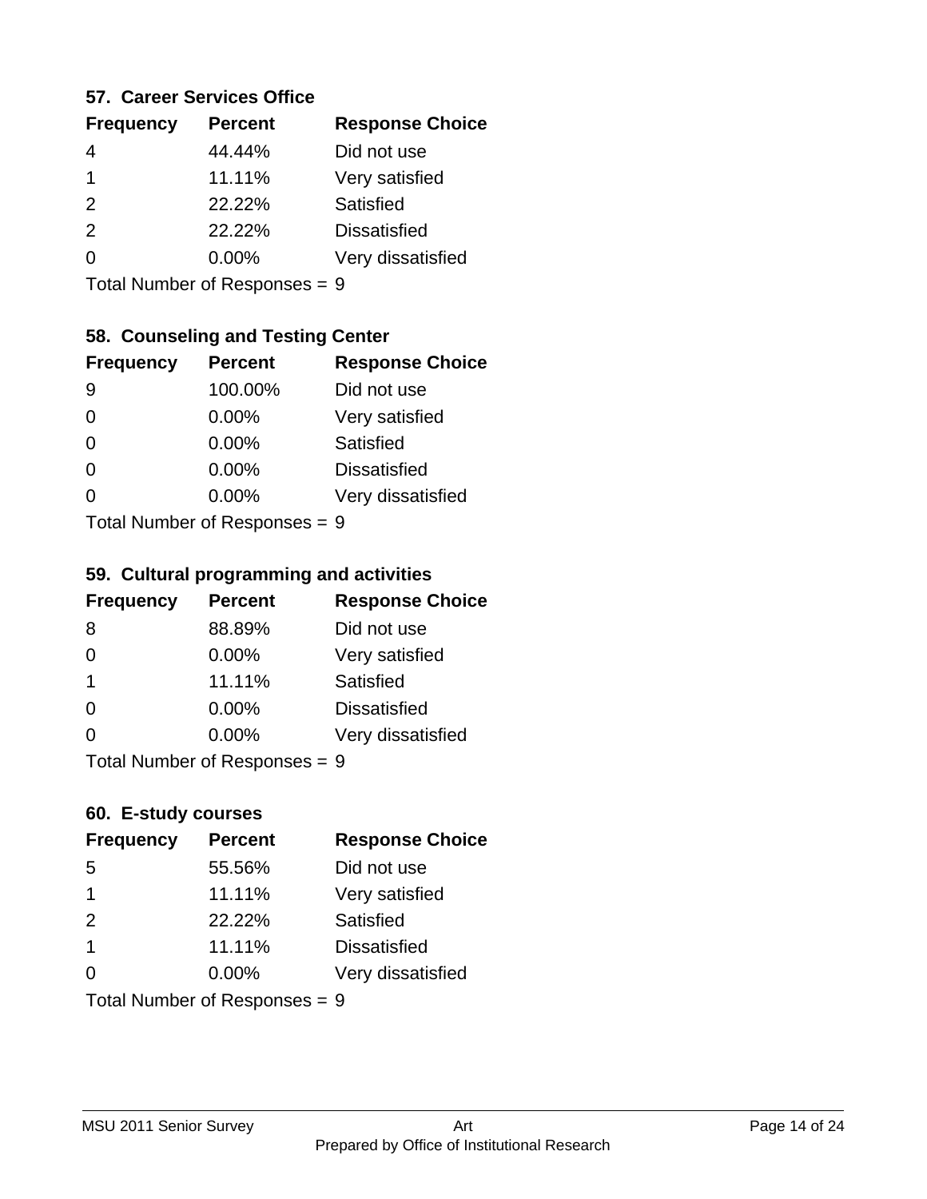### 57. Career Services Office

| Frequency | Percent | Response Choice |
| --- | --- | --- |
| 4 | 44.44% | Did not use |
| 1 | 11.11% | Very satisfied |
| 2 | 22.22% | Satisfied |
| 2 | 22.22% | Dissatisfied |
| 0 | 0.00% | Very dissatisfied |

Total Number of Responses = 9

### 58. Counseling and Testing Center

| Frequency | Percent | Response Choice |
| --- | --- | --- |
| 9 | 100.00% | Did not use |
| 0 | 0.00% | Very satisfied |
| 0 | 0.00% | Satisfied |
| 0 | 0.00% | Dissatisfied |
| 0 | 0.00% | Very dissatisfied |

Total Number of Responses = 9

### 59. Cultural programming and activities

| Frequency | Percent | Response Choice |
| --- | --- | --- |
| 8 | 88.89% | Did not use |
| 0 | 0.00% | Very satisfied |
| 1 | 11.11% | Satisfied |
| 0 | 0.00% | Dissatisfied |
| 0 | 0.00% | Very dissatisfied |

Total Number of Responses = 9

### 60. E-study courses

| Frequency | Percent | Response Choice |
| --- | --- | --- |
| 5 | 55.56% | Did not use |
| 1 | 11.11% | Very satisfied |
| 2 | 22.22% | Satisfied |
| 1 | 11.11% | Dissatisfied |
| 0 | 0.00% | Very dissatisfied |

Total Number of Responses = 9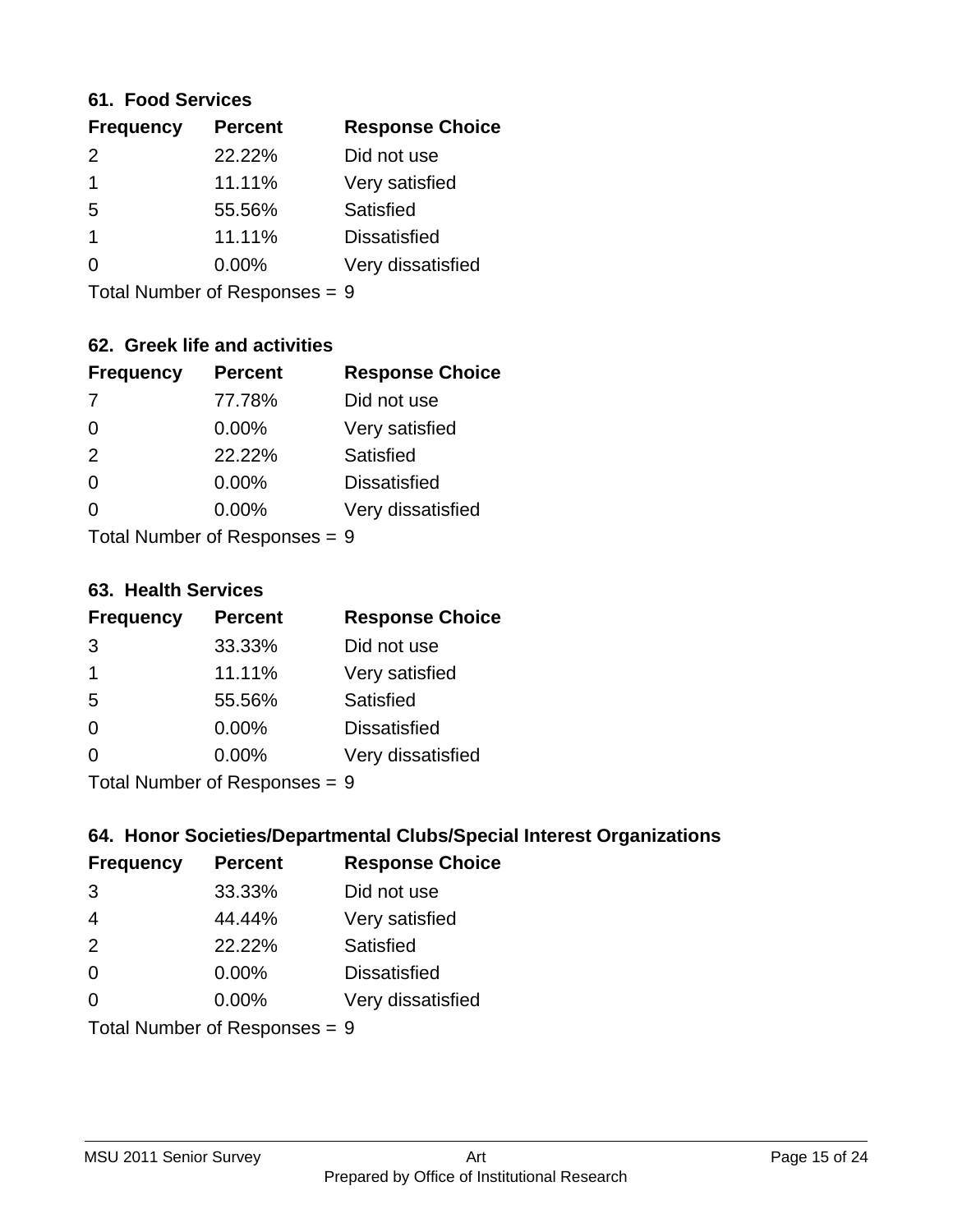### 61. Food Services

| Frequency | Percent | Response Choice |
|---|---|---|
| 2 | 22.22% | Did not use |
| 1 | 11.11% | Very satisfied |
| 5 | 55.56% | Satisfied |
| 1 | 11.11% | Dissatisfied |
| 0 | 0.00% | Very dissatisfied |

Total Number of Responses = 9

### 62. Greek life and activities

| Frequency | Percent | Response Choice |
|---|---|---|
| 7 | 77.78% | Did not use |
| 0 | 0.00% | Very satisfied |
| 2 | 22.22% | Satisfied |
| 0 | 0.00% | Dissatisfied |
| 0 | 0.00% | Very dissatisfied |

Total Number of Responses = 9

### 63. Health Services

| Frequency | Percent | Response Choice |
|---|---|---|
| 3 | 33.33% | Did not use |
| 1 | 11.11% | Very satisfied |
| 5 | 55.56% | Satisfied |
| 0 | 0.00% | Dissatisfied |
| 0 | 0.00% | Very dissatisfied |

Total Number of Responses = 9

### 64. Honor Societies/Departmental Clubs/Special Interest Organizations

| Frequency | Percent | Response Choice |
|---|---|---|
| 3 | 33.33% | Did not use |
| 4 | 44.44% | Very satisfied |
| 2 | 22.22% | Satisfied |
| 0 | 0.00% | Dissatisfied |
| 0 | 0.00% | Very dissatisfied |

Total Number of Responses = 9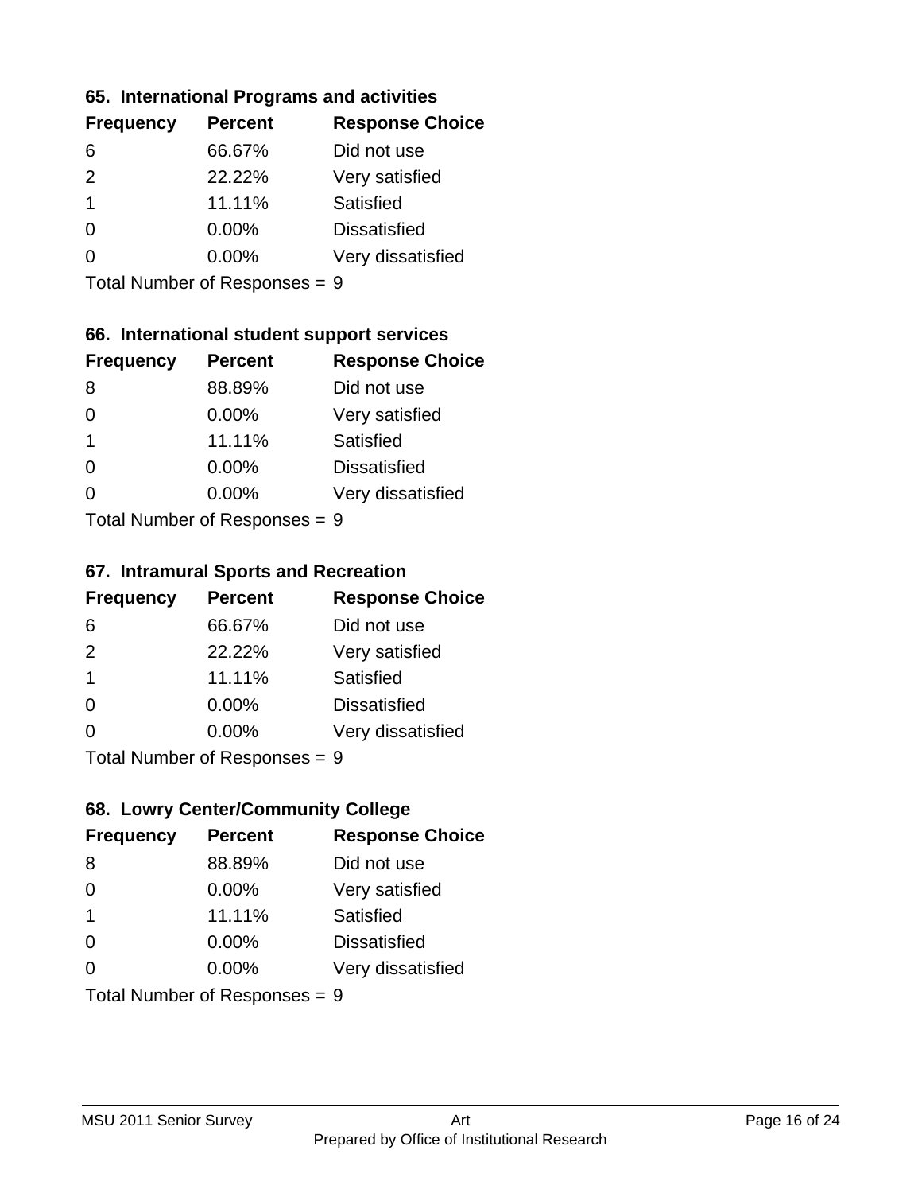### 65. International Programs and activities

| Frequency | Percent | Response Choice |
|---|---|---|
| 6 | 66.67% | Did not use |
| 2 | 22.22% | Very satisfied |
| 1 | 11.11% | Satisfied |
| 0 | 0.00% | Dissatisfied |
| 0 | 0.00% | Very dissatisfied |

Total Number of Responses = 9

### 66. International student support services

| Frequency | Percent | Response Choice |
|---|---|---|
| 8 | 88.89% | Did not use |
| 0 | 0.00% | Very satisfied |
| 1 | 11.11% | Satisfied |
| 0 | 0.00% | Dissatisfied |
| 0 | 0.00% | Very dissatisfied |

Total Number of Responses = 9

### 67. Intramural Sports and Recreation

| Frequency | Percent | Response Choice |
|---|---|---|
| 6 | 66.67% | Did not use |
| 2 | 22.22% | Very satisfied |
| 1 | 11.11% | Satisfied |
| 0 | 0.00% | Dissatisfied |
| 0 | 0.00% | Very dissatisfied |

Total Number of Responses = 9

### 68. Lowry Center/Community College

| Frequency | Percent | Response Choice |
|---|---|---|
| 8 | 88.89% | Did not use |
| 0 | 0.00% | Very satisfied |
| 1 | 11.11% | Satisfied |
| 0 | 0.00% | Dissatisfied |
| 0 | 0.00% | Very dissatisfied |

Total Number of Responses = 9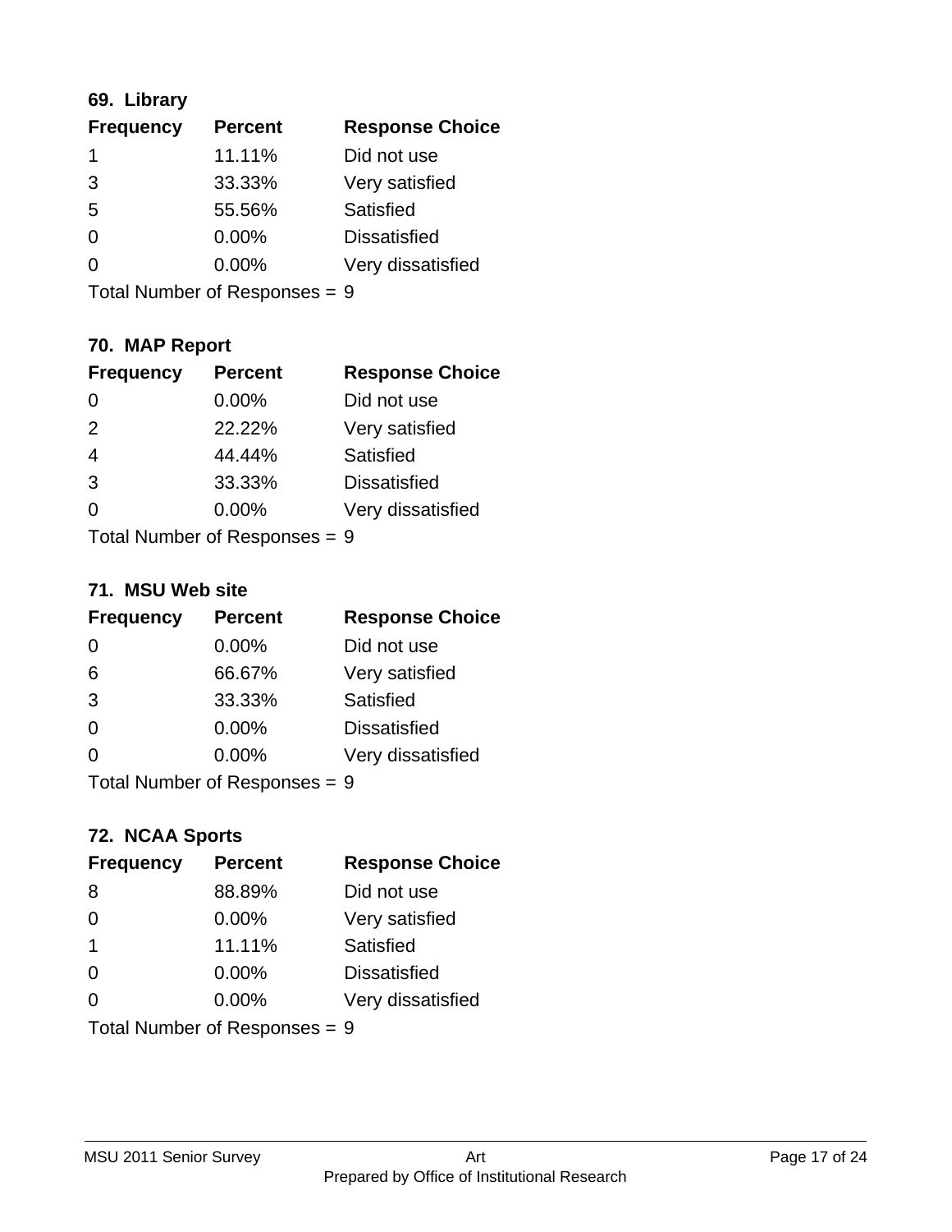### 69. Library

| Frequency | Percent | Response Choice |
|---|---|---|
| 1 | 11.11% | Did not use |
| 3 | 33.33% | Very satisfied |
| 5 | 55.56% | Satisfied |
| 0 | 0.00% | Dissatisfied |
| 0 | 0.00% | Very dissatisfied |

Total Number of Responses = 9

### 70. MAP Report

| Frequency | Percent | Response Choice |
|---|---|---|
| 0 | 0.00% | Did not use |
| 2 | 22.22% | Very satisfied |
| 4 | 44.44% | Satisfied |
| 3 | 33.33% | Dissatisfied |
| 0 | 0.00% | Very dissatisfied |

Total Number of Responses = 9

### 71. MSU Web site

| Frequency | Percent | Response Choice |
|---|---|---|
| 0 | 0.00% | Did not use |
| 6 | 66.67% | Very satisfied |
| 3 | 33.33% | Satisfied |
| 0 | 0.00% | Dissatisfied |
| 0 | 0.00% | Very dissatisfied |

Total Number of Responses = 9

### 72. NCAA Sports

| Frequency | Percent | Response Choice |
|---|---|---|
| 8 | 88.89% | Did not use |
| 0 | 0.00% | Very satisfied |
| 1 | 11.11% | Satisfied |
| 0 | 0.00% | Dissatisfied |
| 0 | 0.00% | Very dissatisfied |

Total Number of Responses = 9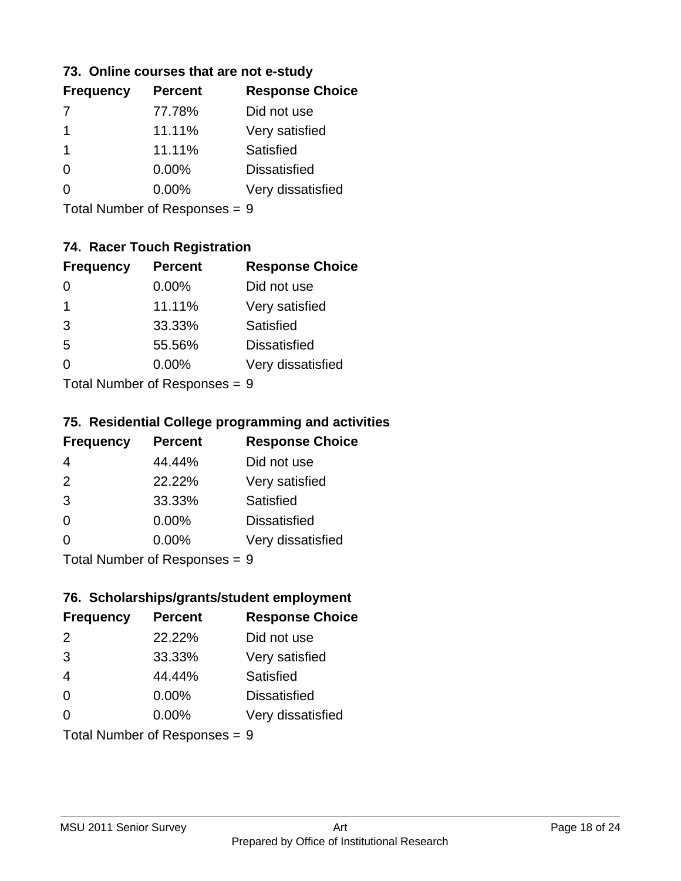### 73. Online courses that are not e-study

| Frequency | Percent | Response Choice |
|---|---|---|
| 7 | 77.78% | Did not use |
| 1 | 11.11% | Very satisfied |
| 1 | 11.11% | Satisfied |
| 0 | 0.00% | Dissatisfied |
| 0 | 0.00% | Very dissatisfied |

Total Number of Responses = 9

### 74. Racer Touch Registration

| Frequency | Percent | Response Choice |
|---|---|---|
| 0 | 0.00% | Did not use |
| 1 | 11.11% | Very satisfied |
| 3 | 33.33% | Satisfied |
| 5 | 55.56% | Dissatisfied |
| 0 | 0.00% | Very dissatisfied |

Total Number of Responses = 9

### 75. Residential College programming and activities

| Frequency | Percent | Response Choice |
|---|---|---|
| 4 | 44.44% | Did not use |
| 2 | 22.22% | Very satisfied |
| 3 | 33.33% | Satisfied |
| 0 | 0.00% | Dissatisfied |
| 0 | 0.00% | Very dissatisfied |

Total Number of Responses = 9

### 76. Scholarships/grants/student employment

| Frequency | Percent | Response Choice |
|---|---|---|
| 2 | 22.22% | Did not use |
| 3 | 33.33% | Very satisfied |
| 4 | 44.44% | Satisfied |
| 0 | 0.00% | Dissatisfied |
| 0 | 0.00% | Very dissatisfied |

Total Number of Responses = 9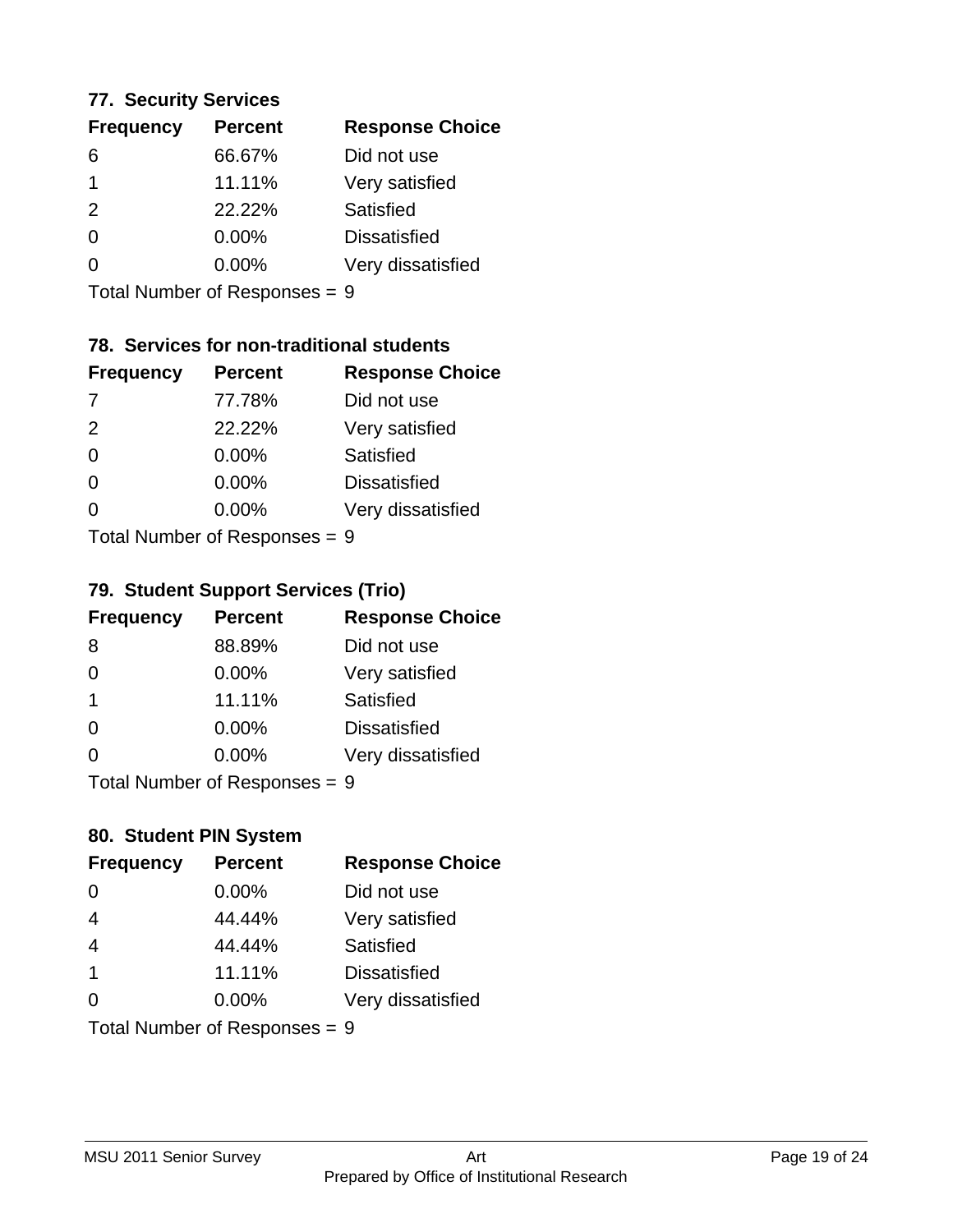### 77. Security Services

| Frequency | Percent | Response Choice |
|---|---|---|
| 6 | 66.67% | Did not use |
| 1 | 11.11% | Very satisfied |
| 2 | 22.22% | Satisfied |
| 0 | 0.00% | Dissatisfied |
| 0 | 0.00% | Very dissatisfied |

Total Number of Responses = 9

### 78. Services for non-traditional students

| Frequency | Percent | Response Choice |
|---|---|---|
| 7 | 77.78% | Did not use |
| 2 | 22.22% | Very satisfied |
| 0 | 0.00% | Satisfied |
| 0 | 0.00% | Dissatisfied |
| 0 | 0.00% | Very dissatisfied |

Total Number of Responses = 9

### 79. Student Support Services (Trio)

| Frequency | Percent | Response Choice |
|---|---|---|
| 8 | 88.89% | Did not use |
| 0 | 0.00% | Very satisfied |
| 1 | 11.11% | Satisfied |
| 0 | 0.00% | Dissatisfied |
| 0 | 0.00% | Very dissatisfied |

Total Number of Responses = 9

### 80. Student PIN System

| Frequency | Percent | Response Choice |
|---|---|---|
| 0 | 0.00% | Did not use |
| 4 | 44.44% | Very satisfied |
| 4 | 44.44% | Satisfied |
| 1 | 11.11% | Dissatisfied |
| 0 | 0.00% | Very dissatisfied |

Total Number of Responses = 9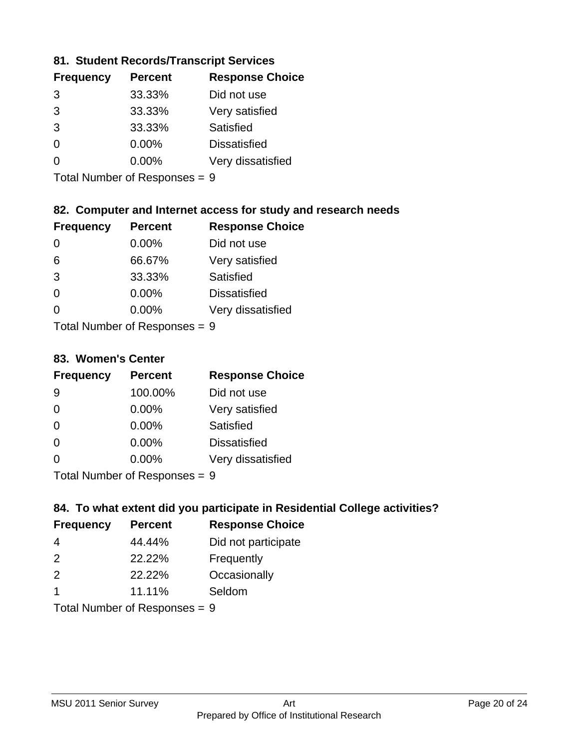### 81. Student Records/Transcript Services

| Frequency | Percent | Response Choice |
|---|---|---|
| 3 | 33.33% | Did not use |
| 3 | 33.33% | Very satisfied |
| 3 | 33.33% | Satisfied |
| 0 | 0.00% | Dissatisfied |
| 0 | 0.00% | Very dissatisfied |

Total Number of Responses = 9

### 82. Computer and Internet access for study and research needs

| Frequency | Percent | Response Choice |
|---|---|---|
| 0 | 0.00% | Did not use |
| 6 | 66.67% | Very satisfied |
| 3 | 33.33% | Satisfied |
| 0 | 0.00% | Dissatisfied |
| 0 | 0.00% | Very dissatisfied |

Total Number of Responses = 9

### 83. Women's Center

| Frequency | Percent | Response Choice |
|---|---|---|
| 9 | 100.00% | Did not use |
| 0 | 0.00% | Very satisfied |
| 0 | 0.00% | Satisfied |
| 0 | 0.00% | Dissatisfied |
| 0 | 0.00% | Very dissatisfied |

Total Number of Responses = 9

### 84. To what extent did you participate in Residential College activities?

| Frequency | Percent | Response Choice |
|---|---|---|
| 4 | 44.44% | Did not participate |
| 2 | 22.22% | Frequently |
| 2 | 22.22% | Occasionally |
| 1 | 11.11% | Seldom |

Total Number of Responses = 9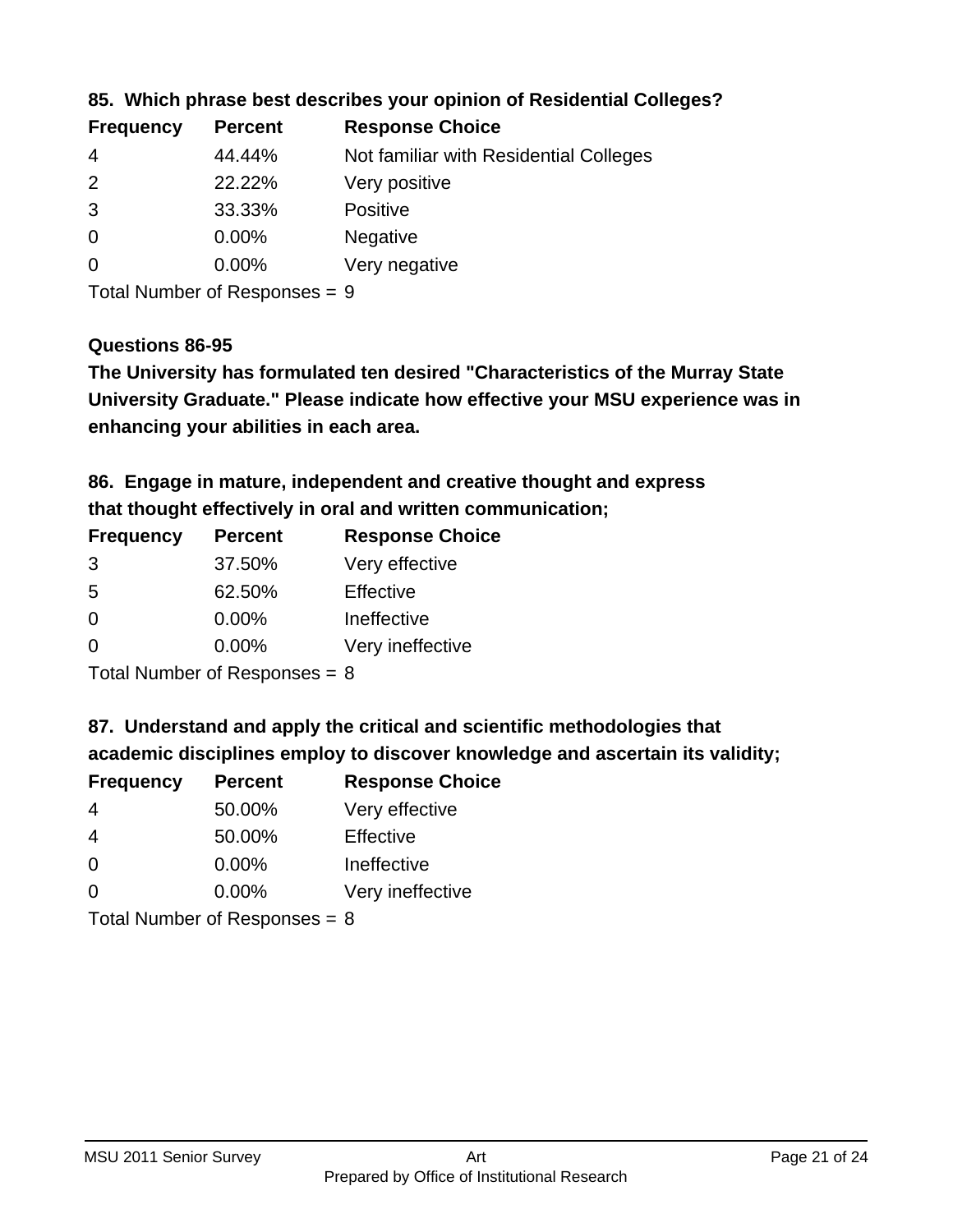### 85. Which phrase best describes your opinion of Residential Colleges?

| Frequency | Percent | Response Choice |
|---|---|---|
| 4 | 44.44% | Not familiar with Residential Colleges |
| 2 | 22.22% | Very positive |
| 3 | 33.33% | Positive |
| 0 | 0.00% | Negative |
| 0 | 0.00% | Very negative |

Total Number of Responses = 9

### Questions 86-95

**The University has formulated ten desired "Characteristics of the Murray State University Graduate." Please indicate how effective your MSU experience was in enhancing your abilities in each area.**

### 86. Engage in mature, independent and creative thought and express that thought effectively in oral and written communication;

| Frequency | Percent | Response Choice |
|---|---|---|
| 3 | 37.50% | Very effective |
| 5 | 62.50% | Effective |
| 0 | 0.00% | Ineffective |
| 0 | 0.00% | Very ineffective |

Total Number of Responses = 8

### 87. Understand and apply the critical and scientific methodologies that academic disciplines employ to discover knowledge and ascertain its validity;

| Frequency | Percent | Response Choice |
|---|---|---|
| 4 | 50.00% | Very effective |
| 4 | 50.00% | Effective |
| 0 | 0.00% | Ineffective |
| 0 | 0.00% | Very ineffective |

Total Number of Responses = 8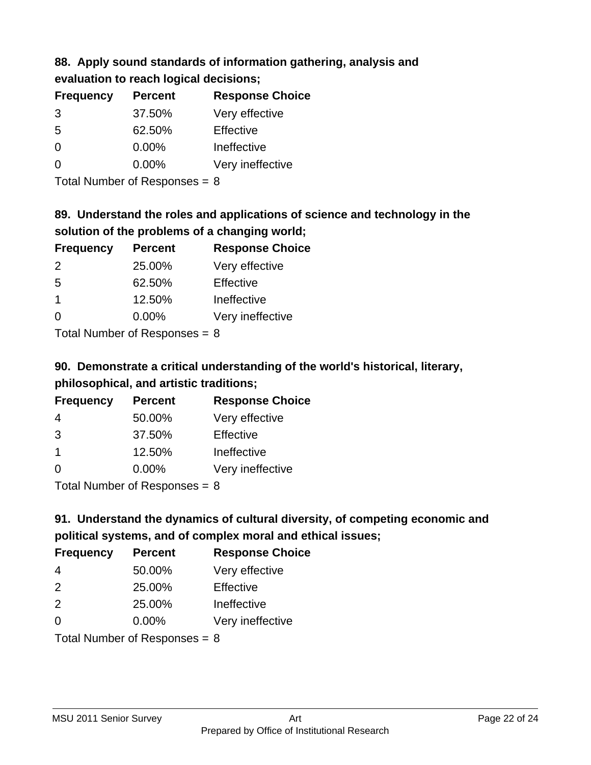**88. Apply sound standards of information gathering, analysis and evaluation to reach logical decisions;**

| Frequency | Percent | Response Choice |
| --- | --- | --- |
| 3 | 37.50% | Very effective |
| 5 | 62.50% | Effective |
| 0 | 0.00% | Ineffective |
| 0 | 0.00% | Very ineffective |

Total Number of Responses = 8

**89. Understand the roles and applications of science and technology in the solution of the problems of a changing world;**

| Frequency | Percent | Response Choice |
| --- | --- | --- |
| 2 | 25.00% | Very effective |
| 5 | 62.50% | Effective |
| 1 | 12.50% | Ineffective |
| 0 | 0.00% | Very ineffective |

Total Number of Responses = 8

**90. Demonstrate a critical understanding of the world's historical, literary, philosophical, and artistic traditions;**

| Frequency | Percent | Response Choice |
| --- | --- | --- |
| 4 | 50.00% | Very effective |
| 3 | 37.50% | Effective |
| 1 | 12.50% | Ineffective |
| 0 | 0.00% | Very ineffective |

Total Number of Responses = 8

**91. Understand the dynamics of cultural diversity, of competing economic and political systems, and of complex moral and ethical issues;**

| Frequency | Percent | Response Choice |
| --- | --- | --- |
| 4 | 50.00% | Very effective |
| 2 | 25.00% | Effective |
| 2 | 25.00% | Ineffective |
| 0 | 0.00% | Very ineffective |

Total Number of Responses = 8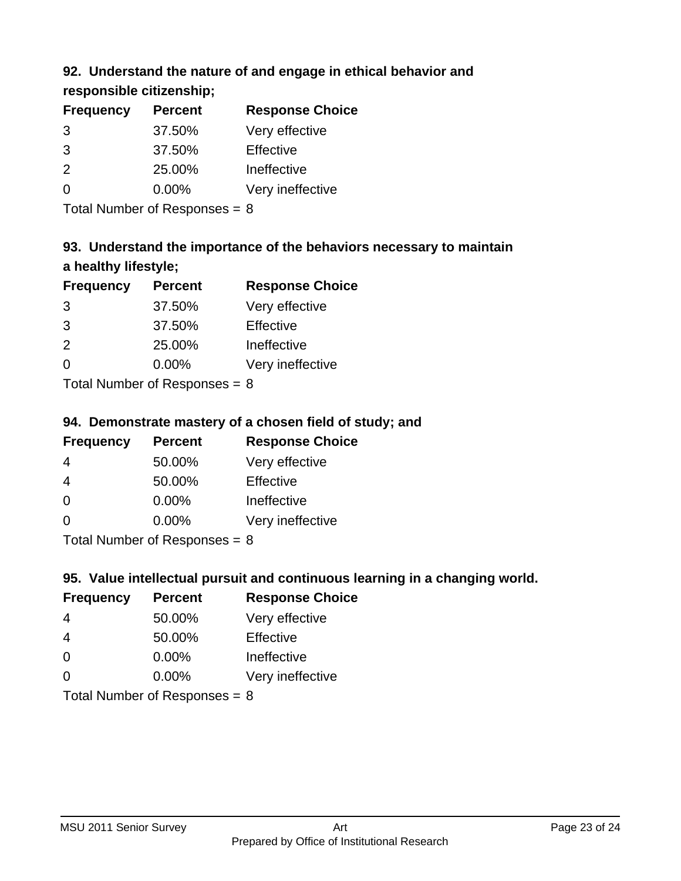### 92. Understand the nature of and engage in ethical behavior and responsible citizenship;

| Frequency | Percent | Response Choice |
|---|---|---|
| 3 | 37.50% | Very effective |
| 3 | 37.50% | Effective |
| 2 | 25.00% | Ineffective |
| 0 | 0.00% | Very ineffective |

Total Number of Responses = 8

### 93. Understand the importance of the behaviors necessary to maintain a healthy lifestyle;

| Frequency | Percent | Response Choice |
|---|---|---|
| 3 | 37.50% | Very effective |
| 3 | 37.50% | Effective |
| 2 | 25.00% | Ineffective |
| 0 | 0.00% | Very ineffective |

Total Number of Responses = 8

### 94. Demonstrate mastery of a chosen field of study; and

| Frequency | Percent | Response Choice |
|---|---|---|
| 4 | 50.00% | Very effective |
| 4 | 50.00% | Effective |
| 0 | 0.00% | Ineffective |
| 0 | 0.00% | Very ineffective |

Total Number of Responses = 8

### 95. Value intellectual pursuit and continuous learning in a changing world.

| Frequency | Percent | Response Choice |
|---|---|---|
| 4 | 50.00% | Very effective |
| 4 | 50.00% | Effective |
| 0 | 0.00% | Ineffective |
| 0 | 0.00% | Very ineffective |

Total Number of Responses = 8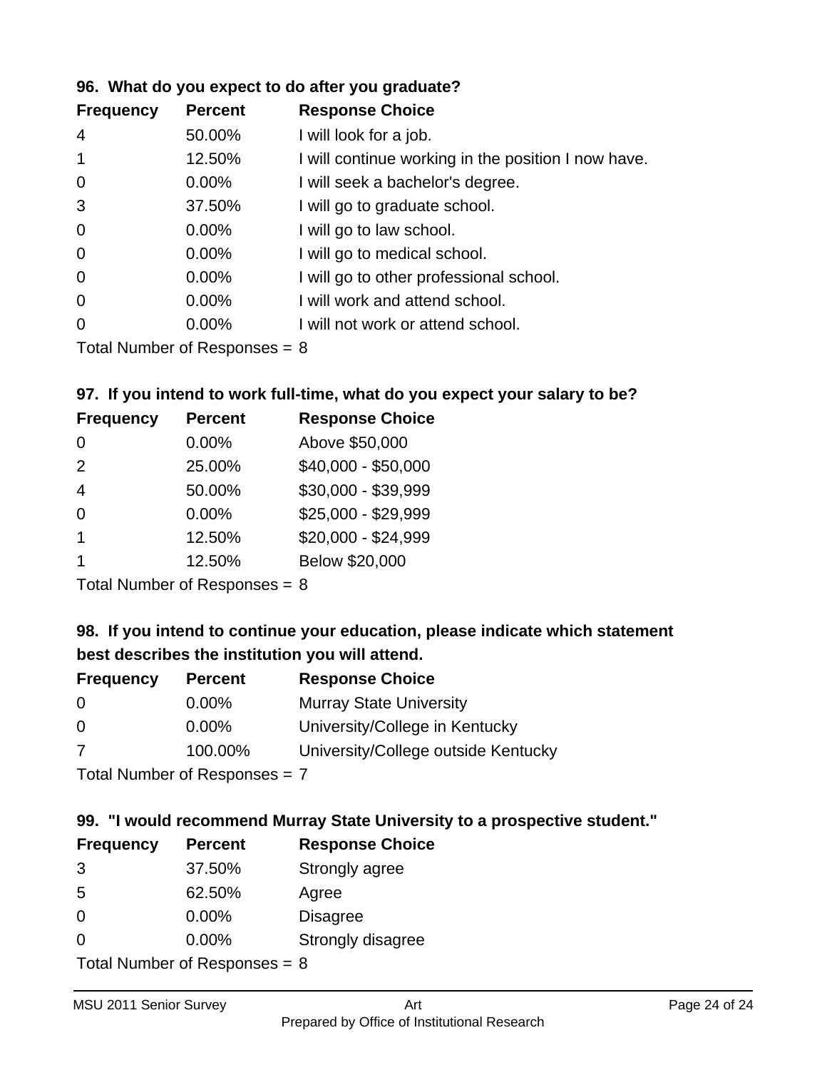### 96. What do you expect to do after you graduate?

| Frequency | Percent | Response Choice |
|---|---|---|
| 4 | 50.00% | I will look for a job. |
| 1 | 12.50% | I will continue working in the position I now have. |
| 0 | 0.00% | I will seek a bachelor's degree. |
| 3 | 37.50% | I will go to graduate school. |
| 0 | 0.00% | I will go to law school. |
| 0 | 0.00% | I will go to medical school. |
| 0 | 0.00% | I will go to other professional school. |
| 0 | 0.00% | I will work and attend school. |
| 0 | 0.00% | I will not work or attend school. |

Total Number of Responses = 8

### 97. If you intend to work full-time, what do you expect your salary to be?

| Frequency | Percent | Response Choice |
|---|---|---|
| 0 | 0.00% | Above $50,000 |
| 2 | 25.00% | $40,000 - $50,000 |
| 4 | 50.00% | $30,000 - $39,999 |
| 0 | 0.00% | $25,000 - $29,999 |
| 1 | 12.50% | $20,000 - $24,999 |
| 1 | 12.50% | Below $20,000 |

Total Number of Responses = 8

### 98. If you intend to continue your education, please indicate which statement best describes the institution you will attend.

| Frequency | Percent | Response Choice |
|---|---|---|
| 0 | 0.00% | Murray State University |
| 0 | 0.00% | University/College in Kentucky |
| 7 | 100.00% | University/College outside Kentucky |

Total Number of Responses = 7

### 99. "I would recommend Murray State University to a prospective student."

| Frequency | Percent | Response Choice |
|---|---|---|
| 3 | 37.50% | Strongly agree |
| 5 | 62.50% | Agree |
| 0 | 0.00% | Disagree |
| 0 | 0.00% | Strongly disagree |

Total Number of Responses = 8